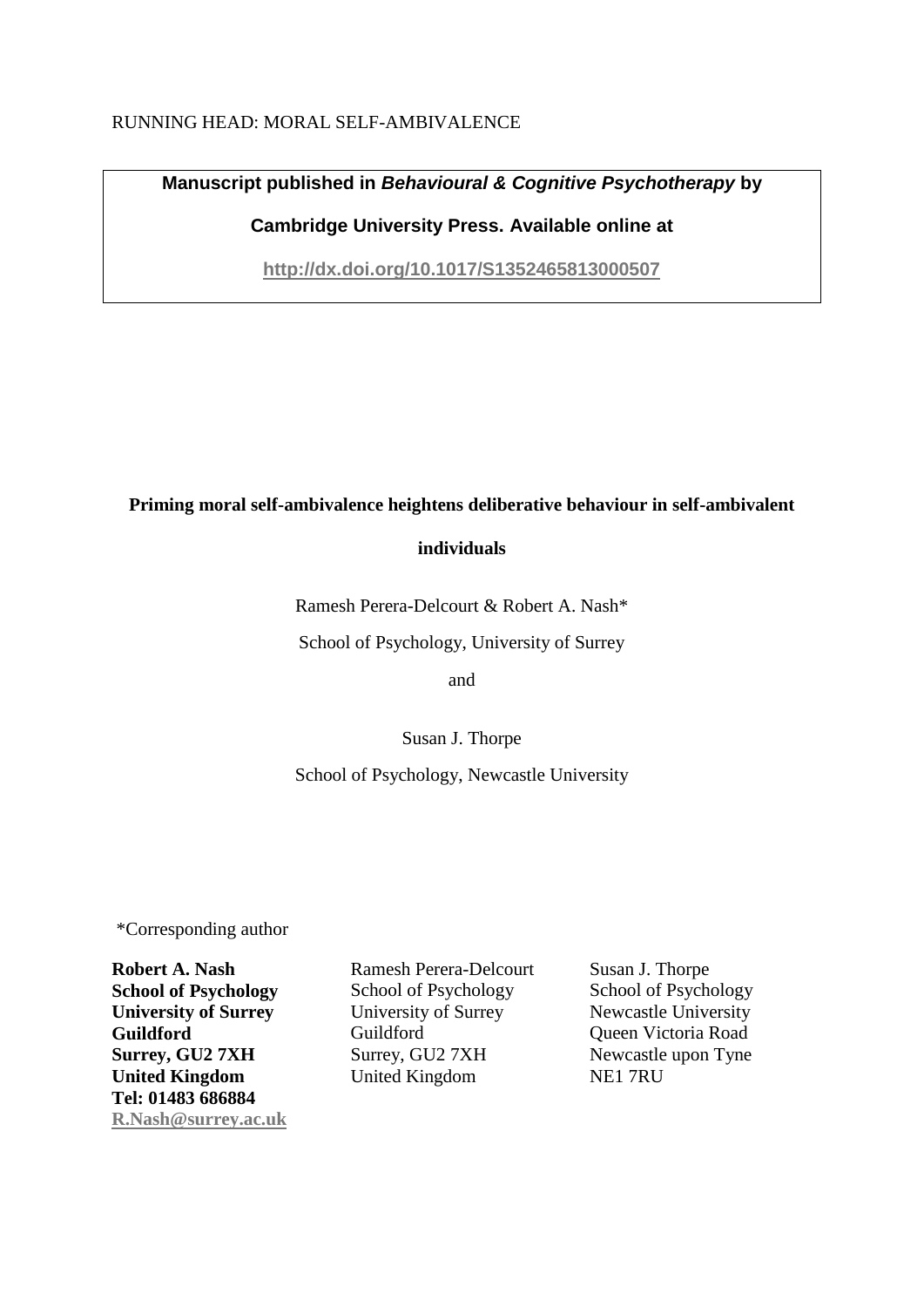RUNNING HEAD: MORAL SELF-AMBIVALENCE

**Manuscript published in *Behavioural & Cognitive Psychotherapy* by**

**Cambridge University Press. Available online at**

**http://dx.doi.org/10.1017/S1352465813000507**

# Priming moral self-ambivalence heightens deliberative behaviour in self-ambivalent individuals

Ramesh Perera-Delcourt & Robert A. Nash*

School of Psychology, University of Surrey

and

Susan J. Thorpe

School of Psychology, Newcastle University

*Corresponding author

**Robert A. Nash**
**School of Psychology**
**University of Surrey**
**Guildford**
**Surrey, GU2 7XH**
**United Kingdom**
**Tel: 01483 686884**
**R.Nash@surrey.ac.uk**

Ramesh Perera-Delcourt
School of Psychology
University of Surrey
Guildford
Surrey, GU2 7XH
United Kingdom

Susan J. Thorpe
School of Psychology
Newcastle University
Queen Victoria Road
Newcastle upon Tyne
NE1 7RU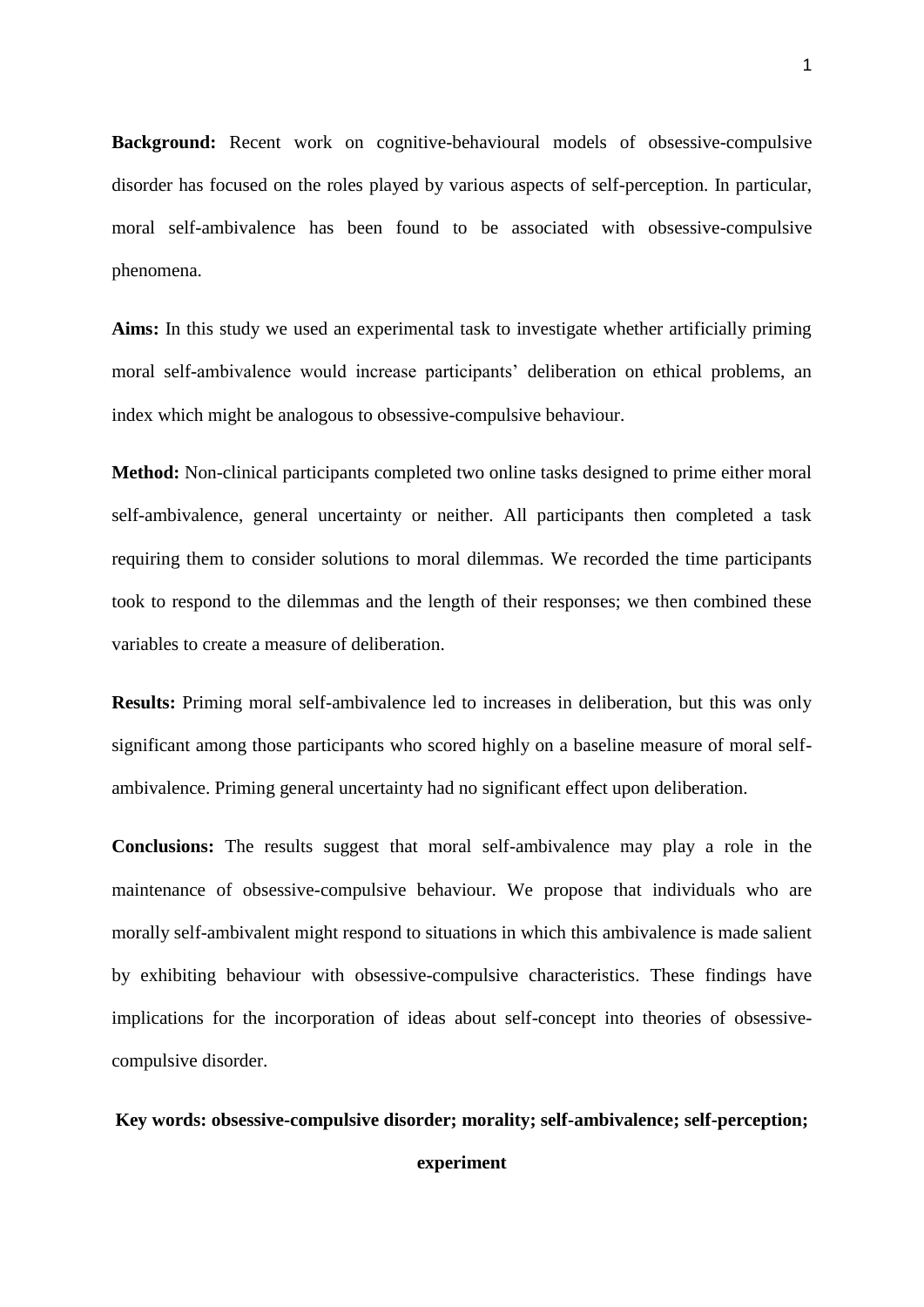**Background:** Recent work on cognitive-behavioural models of obsessive-compulsive disorder has focused on the roles played by various aspects of self-perception. In particular, moral self-ambivalence has been found to be associated with obsessive-compulsive phenomena.

**Aims:** In this study we used an experimental task to investigate whether artificially priming moral self-ambivalence would increase participants' deliberation on ethical problems, an index which might be analogous to obsessive-compulsive behaviour.

**Method:** Non-clinical participants completed two online tasks designed to prime either moral self-ambivalence, general uncertainty or neither. All participants then completed a task requiring them to consider solutions to moral dilemmas. We recorded the time participants took to respond to the dilemmas and the length of their responses; we then combined these variables to create a measure of deliberation.

**Results:** Priming moral self-ambivalence led to increases in deliberation, but this was only significant among those participants who scored highly on a baseline measure of moral self-ambivalence. Priming general uncertainty had no significant effect upon deliberation.

**Conclusions:** The results suggest that moral self-ambivalence may play a role in the maintenance of obsessive-compulsive behaviour. We propose that individuals who are morally self-ambivalent might respond to situations in which this ambivalence is made salient by exhibiting behaviour with obsessive-compulsive characteristics. These findings have implications for the incorporation of ideas about self-concept into theories of obsessive-compulsive disorder.

**Key words: obsessive-compulsive disorder; morality; self-ambivalence; self-perception; experiment**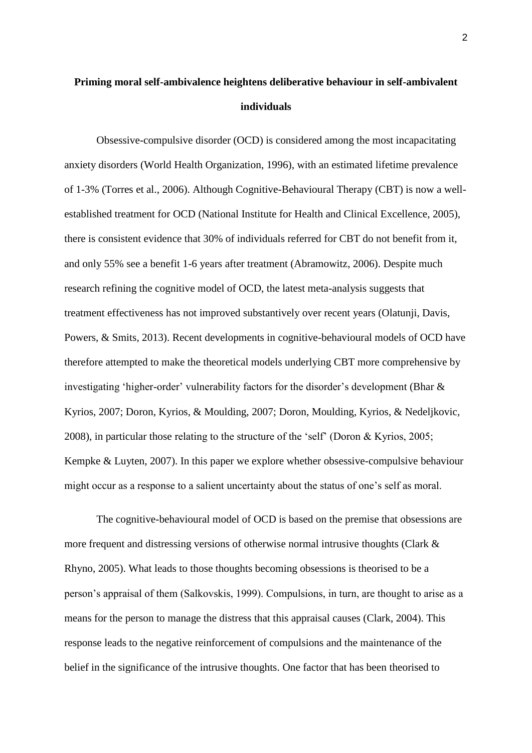**Priming moral self-ambivalence heightens deliberative behaviour in self-ambivalent individuals**

Obsessive-compulsive disorder (OCD) is considered among the most incapacitating anxiety disorders (World Health Organization, 1996), with an estimated lifetime prevalence of 1-3% (Torres et al., 2006). Although Cognitive-Behavioural Therapy (CBT) is now a well-established treatment for OCD (National Institute for Health and Clinical Excellence, 2005), there is consistent evidence that 30% of individuals referred for CBT do not benefit from it, and only 55% see a benefit 1-6 years after treatment (Abramowitz, 2006). Despite much research refining the cognitive model of OCD, the latest meta-analysis suggests that treatment effectiveness has not improved substantively over recent years (Olatunji, Davis, Powers, & Smits, 2013). Recent developments in cognitive-behavioural models of OCD have therefore attempted to make the theoretical models underlying CBT more comprehensive by investigating 'higher-order' vulnerability factors for the disorder's development (Bhar & Kyrios, 2007; Doron, Kyrios, & Moulding, 2007; Doron, Moulding, Kyrios, & Nedeljkovic, 2008), in particular those relating to the structure of the 'self' (Doron & Kyrios, 2005; Kempke & Luyten, 2007). In this paper we explore whether obsessive-compulsive behaviour might occur as a response to a salient uncertainty about the status of one's self as moral.

The cognitive-behavioural model of OCD is based on the premise that obsessions are more frequent and distressing versions of otherwise normal intrusive thoughts (Clark & Rhyno, 2005). What leads to those thoughts becoming obsessions is theorised to be a person's appraisal of them (Salkovskis, 1999). Compulsions, in turn, are thought to arise as a means for the person to manage the distress that this appraisal causes (Clark, 2004). This response leads to the negative reinforcement of compulsions and the maintenance of the belief in the significance of the intrusive thoughts. One factor that has been theorised to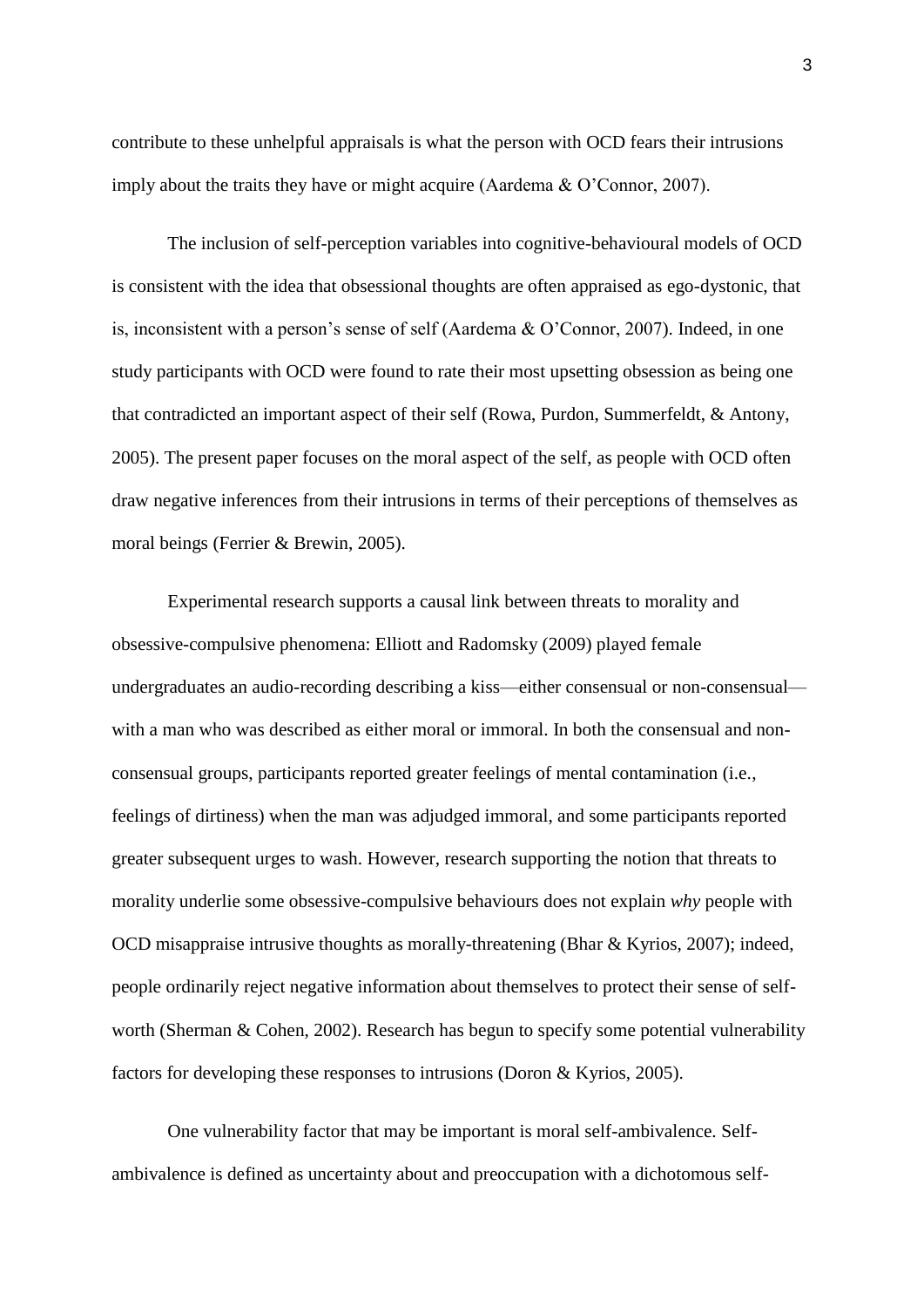contribute to these unhelpful appraisals is what the person with OCD fears their intrusions imply about the traits they have or might acquire (Aardema & O'Connor, 2007).

The inclusion of self-perception variables into cognitive-behavioural models of OCD is consistent with the idea that obsessional thoughts are often appraised as ego-dystonic, that is, inconsistent with a person's sense of self (Aardema & O'Connor, 2007). Indeed, in one study participants with OCD were found to rate their most upsetting obsession as being one that contradicted an important aspect of their self (Rowa, Purdon, Summerfeldt, & Antony, 2005). The present paper focuses on the moral aspect of the self, as people with OCD often draw negative inferences from their intrusions in terms of their perceptions of themselves as moral beings (Ferrier & Brewin, 2005).

Experimental research supports a causal link between threats to morality and obsessive-compulsive phenomena: Elliott and Radomsky (2009) played female undergraduates an audio-recording describing a kiss—either consensual or non-consensual—with a man who was described as either moral or immoral. In both the consensual and non-consensual groups, participants reported greater feelings of mental contamination (i.e., feelings of dirtiness) when the man was adjudged immoral, and some participants reported greater subsequent urges to wash. However, research supporting the notion that threats to morality underlie some obsessive-compulsive behaviours does not explain *why* people with OCD misappraise intrusive thoughts as morally-threatening (Bhar & Kyrios, 2007); indeed, people ordinarily reject negative information about themselves to protect their sense of self-worth (Sherman & Cohen, 2002). Research has begun to specify some potential vulnerability factors for developing these responses to intrusions (Doron & Kyrios, 2005).

One vulnerability factor that may be important is moral self-ambivalence. Self-ambivalence is defined as uncertainty about and preoccupation with a dichotomous self-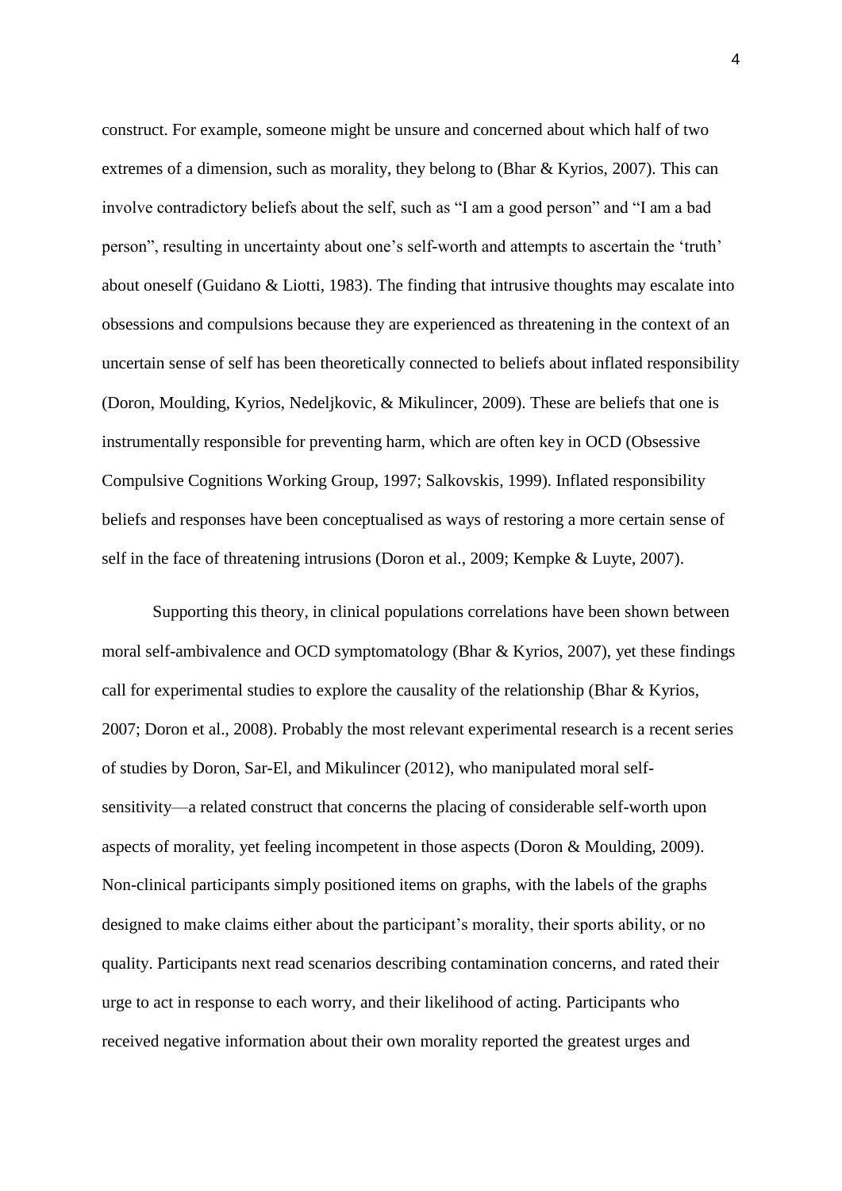construct. For example, someone might be unsure and concerned about which half of two extremes of a dimension, such as morality, they belong to (Bhar & Kyrios, 2007). This can involve contradictory beliefs about the self, such as "I am a good person" and "I am a bad person", resulting in uncertainty about one's self-worth and attempts to ascertain the 'truth' about oneself (Guidano & Liotti, 1983). The finding that intrusive thoughts may escalate into obsessions and compulsions because they are experienced as threatening in the context of an uncertain sense of self has been theoretically connected to beliefs about inflated responsibility (Doron, Moulding, Kyrios, Nedeljkovic, & Mikulincer, 2009). These are beliefs that one is instrumentally responsible for preventing harm, which are often key in OCD (Obsessive Compulsive Cognitions Working Group, 1997; Salkovskis, 1999). Inflated responsibility beliefs and responses have been conceptualised as ways of restoring a more certain sense of self in the face of threatening intrusions (Doron et al., 2009; Kempke & Luyte, 2007).

Supporting this theory, in clinical populations correlations have been shown between moral self-ambivalence and OCD symptomatology (Bhar & Kyrios, 2007), yet these findings call for experimental studies to explore the causality of the relationship (Bhar & Kyrios, 2007; Doron et al., 2008). Probably the most relevant experimental research is a recent series of studies by Doron, Sar-El, and Mikulincer (2012), who manipulated moral self-sensitivity—a related construct that concerns the placing of considerable self-worth upon aspects of morality, yet feeling incompetent in those aspects (Doron & Moulding, 2009). Non-clinical participants simply positioned items on graphs, with the labels of the graphs designed to make claims either about the participant's morality, their sports ability, or no quality. Participants next read scenarios describing contamination concerns, and rated their urge to act in response to each worry, and their likelihood of acting. Participants who received negative information about their own morality reported the greatest urges and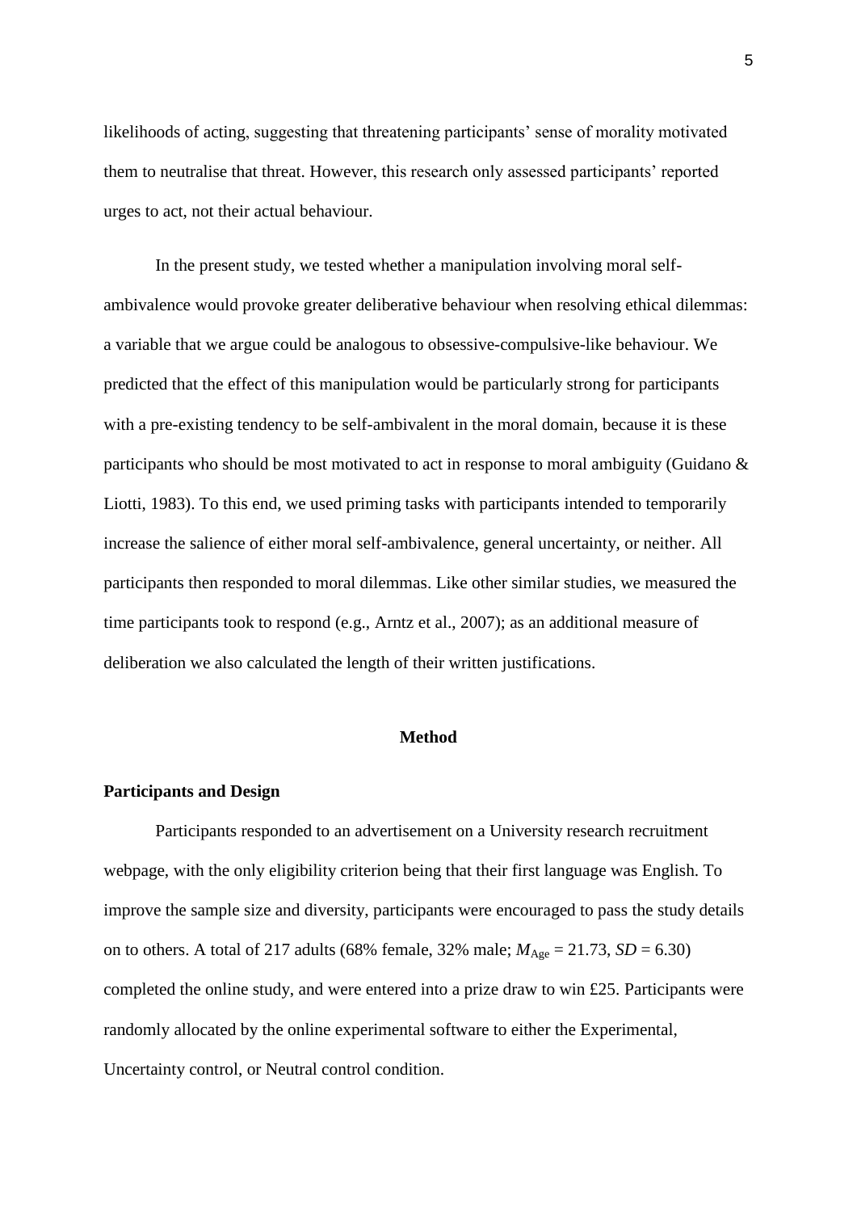likelihoods of acting, suggesting that threatening participants' sense of morality motivated them to neutralise that threat. However, this research only assessed participants' reported urges to act, not their actual behaviour.

In the present study, we tested whether a manipulation involving moral self-ambivalence would provoke greater deliberative behaviour when resolving ethical dilemmas: a variable that we argue could be analogous to obsessive-compulsive-like behaviour. We predicted that the effect of this manipulation would be particularly strong for participants with a pre-existing tendency to be self-ambivalent in the moral domain, because it is these participants who should be most motivated to act in response to moral ambiguity (Guidano & Liotti, 1983). To this end, we used priming tasks with participants intended to temporarily increase the salience of either moral self-ambivalence, general uncertainty, or neither. All participants then responded to moral dilemmas. Like other similar studies, we measured the time participants took to respond (e.g., Arntz et al., 2007); as an additional measure of deliberation we also calculated the length of their written justifications.

## Method

### Participants and Design

Participants responded to an advertisement on a University research recruitment webpage, with the only eligibility criterion being that their first language was English. To improve the sample size and diversity, participants were encouraged to pass the study details on to others. A total of 217 adults (68% female, 32% male; $M_{\text{Age}} = 21.73$, $SD = 6.30$) completed the online study, and were entered into a prize draw to win £25. Participants were randomly allocated by the online experimental software to either the Experimental, Uncertainty control, or Neutral control condition.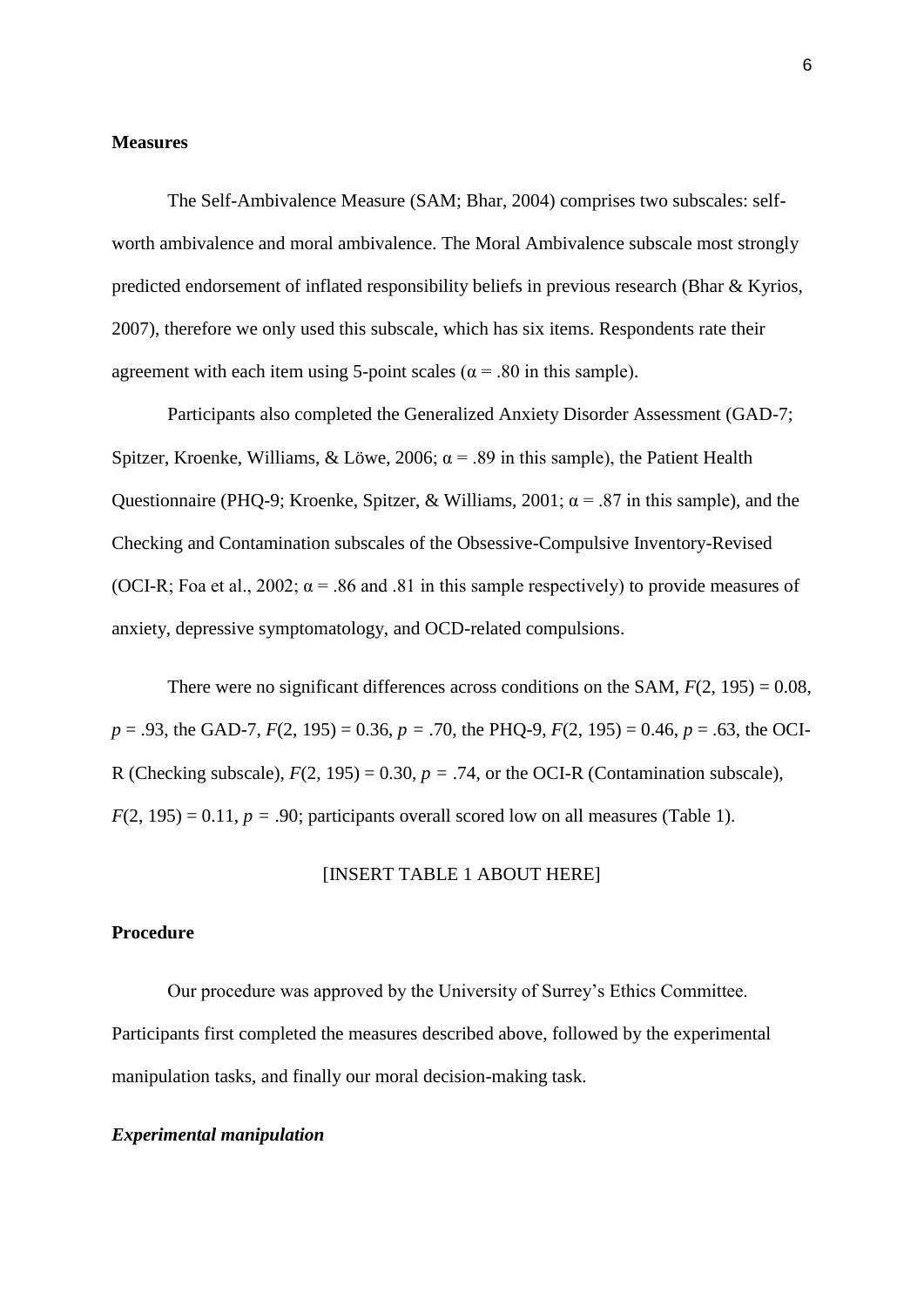## Measures

The Self-Ambivalence Measure (SAM; Bhar, 2004) comprises two subscales: self-worth ambivalence and moral ambivalence. The Moral Ambivalence subscale most strongly predicted endorsement of inflated responsibility beliefs in previous research (Bhar & Kyrios, 2007), therefore we only used this subscale, which has six items. Respondents rate their agreement with each item using 5-point scales ($\alpha = .80$ in this sample).

Participants also completed the Generalized Anxiety Disorder Assessment (GAD-7; Spitzer, Kroenke, Williams, & Löwe, 2006; $\alpha = .89$ in this sample), the Patient Health Questionnaire (PHQ-9; Kroenke, Spitzer, & Williams, 2001; $\alpha = .87$ in this sample), and the Checking and Contamination subscales of the Obsessive-Compulsive Inventory-Revised (OCI-R; Foa et al., 2002; $\alpha = .86$ and .81 in this sample respectively) to provide measures of anxiety, depressive symptomatology, and OCD-related compulsions.

There were no significant differences across conditions on the SAM, $F(2, 195) = 0.08$, $p = .93$, the GAD-7, $F(2, 195) = 0.36$, $p = .70$, the PHQ-9, $F(2, 195) = 0.46$, $p = .63$, the OCI-R (Checking subscale), $F(2, 195) = 0.30$, $p = .74$, or the OCI-R (Contamination subscale), $F(2, 195) = 0.11$, $p = .90$; participants overall scored low on all measures (Table 1).

[INSERT TABLE 1 ABOUT HERE]

## Procedure

Our procedure was approved by the University of Surrey's Ethics Committee. Participants first completed the measures described above, followed by the experimental manipulation tasks, and finally our moral decision-making task.

### *Experimental manipulation*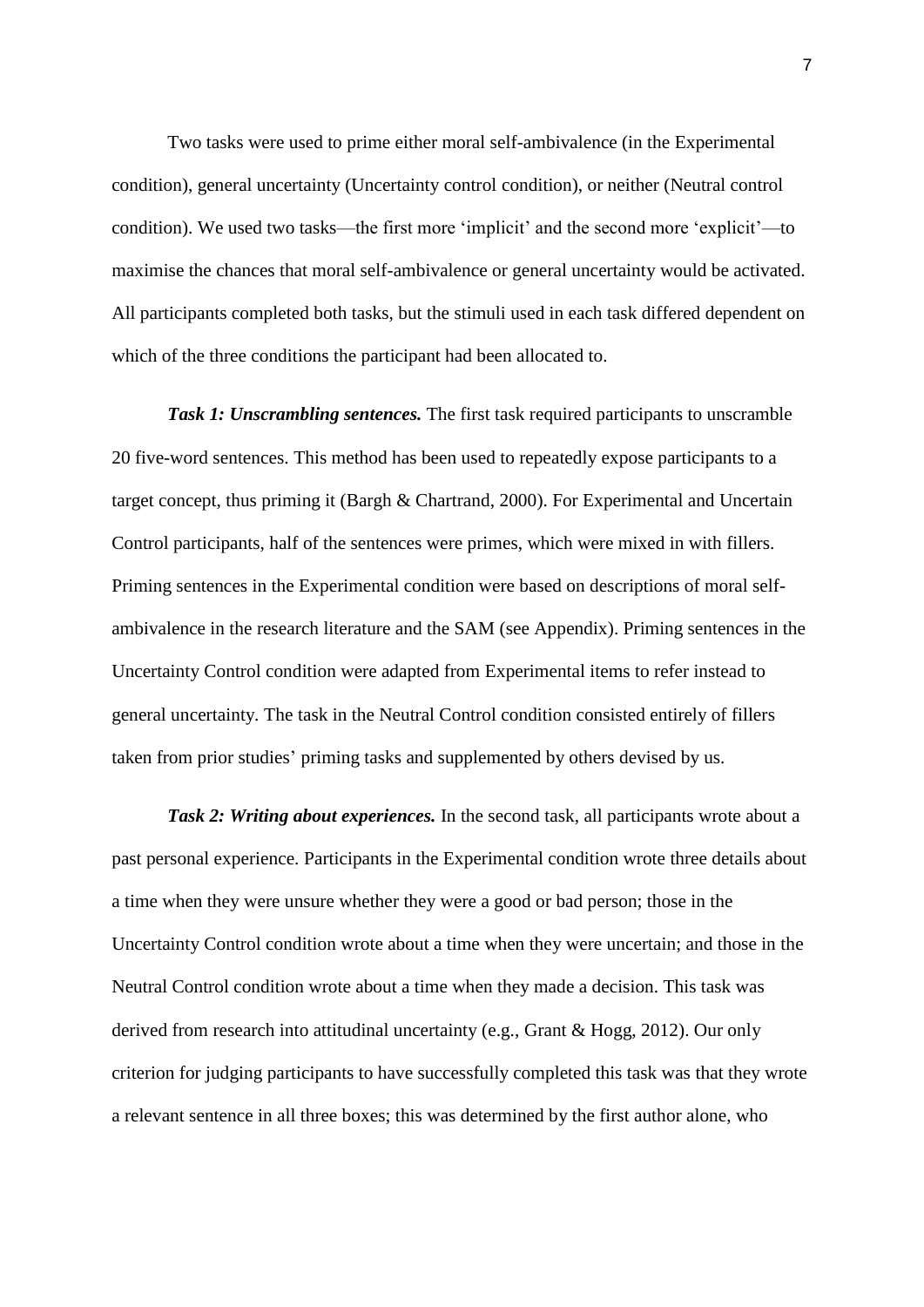Two tasks were used to prime either moral self-ambivalence (in the Experimental condition), general uncertainty (Uncertainty control condition), or neither (Neutral control condition). We used two tasks—the first more 'implicit' and the second more 'explicit'—to maximise the chances that moral self-ambivalence or general uncertainty would be activated. All participants completed both tasks, but the stimuli used in each task differed dependent on which of the three conditions the participant had been allocated to.

***Task 1: Unscrambling sentences.*** The first task required participants to unscramble 20 five-word sentences. This method has been used to repeatedly expose participants to a target concept, thus priming it (Bargh & Chartrand, 2000). For Experimental and Uncertain Control participants, half of the sentences were primes, which were mixed in with fillers. Priming sentences in the Experimental condition were based on descriptions of moral self-ambivalence in the research literature and the SAM (see Appendix). Priming sentences in the Uncertainty Control condition were adapted from Experimental items to refer instead to general uncertainty. The task in the Neutral Control condition consisted entirely of fillers taken from prior studies' priming tasks and supplemented by others devised by us.

***Task 2: Writing about experiences.*** In the second task, all participants wrote about a past personal experience. Participants in the Experimental condition wrote three details about a time when they were unsure whether they were a good or bad person; those in the Uncertainty Control condition wrote about a time when they were uncertain; and those in the Neutral Control condition wrote about a time when they made a decision. This task was derived from research into attitudinal uncertainty (e.g., Grant & Hogg, 2012). Our only criterion for judging participants to have successfully completed this task was that they wrote a relevant sentence in all three boxes; this was determined by the first author alone, who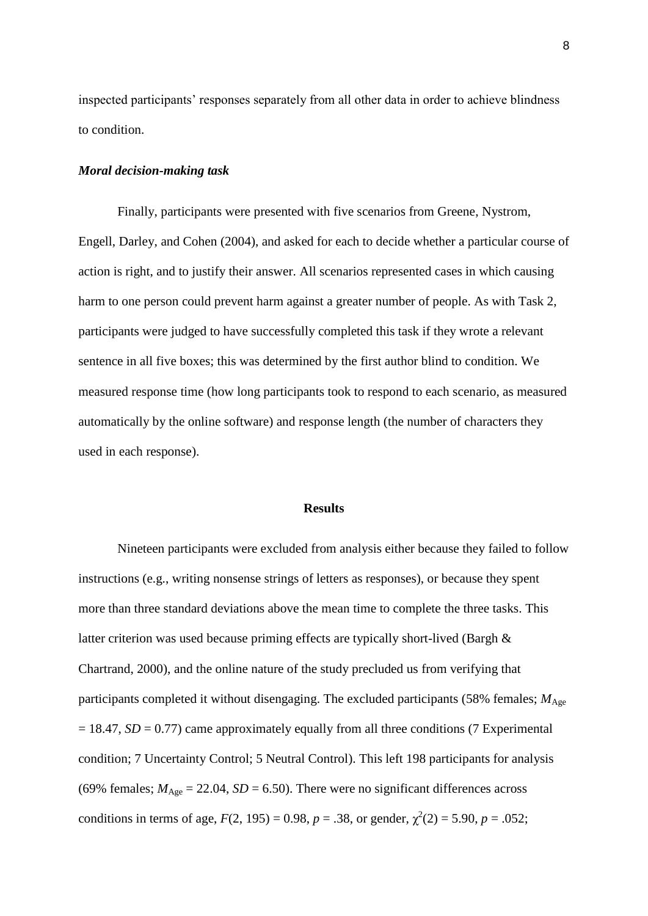inspected participants' responses separately from all other data in order to achieve blindness to condition.

***Moral decision-making task***

Finally, participants were presented with five scenarios from Greene, Nystrom, Engell, Darley, and Cohen (2004), and asked for each to decide whether a particular course of action is right, and to justify their answer. All scenarios represented cases in which causing harm to one person could prevent harm against a greater number of people. As with Task 2, participants were judged to have successfully completed this task if they wrote a relevant sentence in all five boxes; this was determined by the first author blind to condition. We measured response time (how long participants took to respond to each scenario, as measured automatically by the online software) and response length (the number of characters they used in each response).

## Results

Nineteen participants were excluded from analysis either because they failed to follow instructions (e.g., writing nonsense strings of letters as responses), or because they spent more than three standard deviations above the mean time to complete the three tasks. This latter criterion was used because priming effects are typically short-lived (Bargh & Chartrand, 2000), and the online nature of the study precluded us from verifying that participants completed it without disengaging. The excluded participants (58% females; $M_{\text{Age}} = 18.47$, $SD = 0.77$) came approximately equally from all three conditions (7 Experimental condition; 7 Uncertainty Control; 5 Neutral Control). This left 198 participants for analysis (69% females; $M_{\text{Age}} = 22.04$, $SD = 6.50$). There were no significant differences across conditions in terms of age, $F(2, 195) = 0.98$, $p = .38$, or gender, $\chi^2(2) = 5.90$, $p = .052$;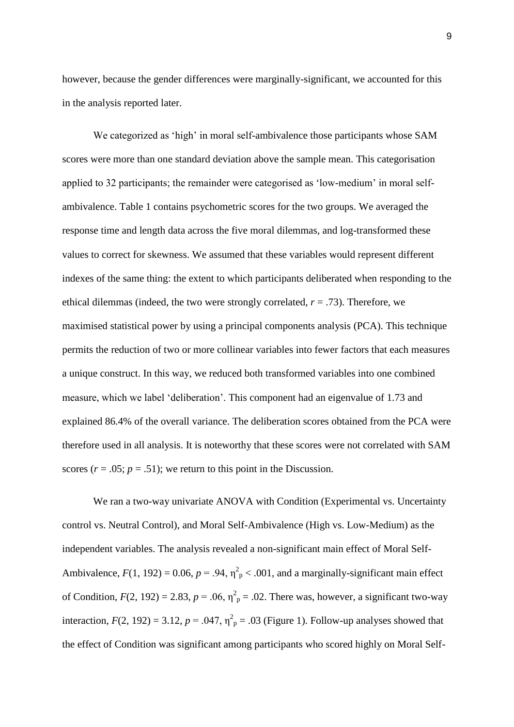however, because the gender differences were marginally-significant, we accounted for this in the analysis reported later.

We categorized as 'high' in moral self-ambivalence those participants whose SAM scores were more than one standard deviation above the sample mean. This categorisation applied to 32 participants; the remainder were categorised as 'low-medium' in moral self-ambivalence. Table 1 contains psychometric scores for the two groups. We averaged the response time and length data across the five moral dilemmas, and log-transformed these values to correct for skewness. We assumed that these variables would represent different indexes of the same thing: the extent to which participants deliberated when responding to the ethical dilemmas (indeed, the two were strongly correlated, $r = .73$). Therefore, we maximised statistical power by using a principal components analysis (PCA). This technique permits the reduction of two or more collinear variables into fewer factors that each measures a unique construct. In this way, we reduced both transformed variables into one combined measure, which we label 'deliberation'. This component had an eigenvalue of 1.73 and explained 86.4% of the overall variance. The deliberation scores obtained from the PCA were therefore used in all analysis. It is noteworthy that these scores were not correlated with SAM scores ($r = .05$; $p = .51$); we return to this point in the Discussion.

We ran a two-way univariate ANOVA with Condition (Experimental vs. Uncertainty control vs. Neutral Control), and Moral Self-Ambivalence (High vs. Low-Medium) as the independent variables. The analysis revealed a non-significant main effect of Moral Self-Ambivalence, $F(1, 192) = 0.06$, $p = .94$, $\eta^2_p < .001$, and a marginally-significant main effect of Condition, $F(2, 192) = 2.83$, $p = .06$, $\eta^2_p = .02$. There was, however, a significant two-way interaction, $F(2, 192) = 3.12$, $p = .047$, $\eta^2_p = .03$ (Figure 1). Follow-up analyses showed that the effect of Condition was significant among participants who scored highly on Moral Self-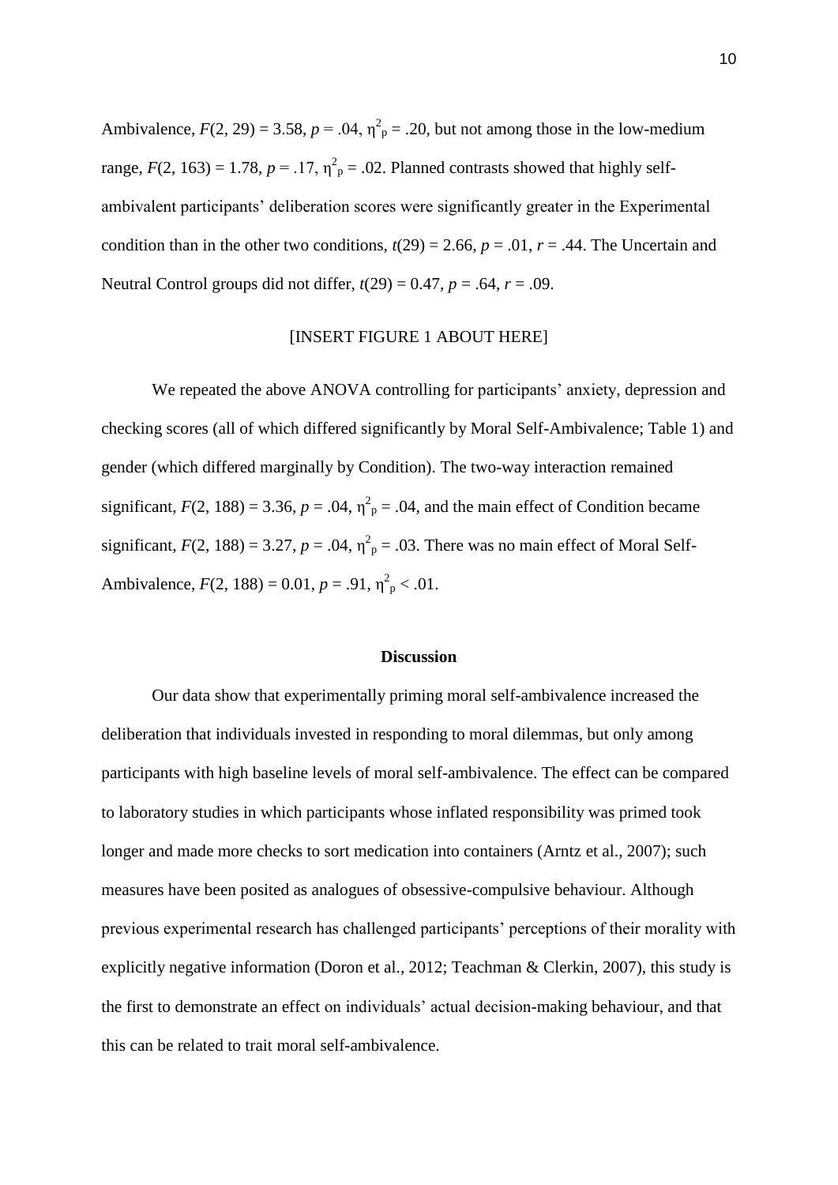Ambivalence, $F(2, 29) = 3.58$, $p = .04$, $\eta^2_p = .20$, but not among those in the low-medium range, $F(2, 163) = 1.78$, $p = .17$, $\eta^2_p = .02$. Planned contrasts showed that highly self-ambivalent participants' deliberation scores were significantly greater in the Experimental condition than in the other two conditions, $t(29) = 2.66$, $p = .01$, $r = .44$. The Uncertain and Neutral Control groups did not differ, $t(29) = 0.47$, $p = .64$, $r = .09$.

[INSERT FIGURE 1 ABOUT HERE]

We repeated the above ANOVA controlling for participants' anxiety, depression and checking scores (all of which differed significantly by Moral Self-Ambivalence; Table 1) and gender (which differed marginally by Condition). The two-way interaction remained significant, $F(2, 188) = 3.36$, $p = .04$, $\eta^2_p = .04$, and the main effect of Condition became significant, $F(2, 188) = 3.27$, $p = .04$, $\eta^2_p = .03$. There was no main effect of Moral Self-Ambivalence, $F(2, 188) = 0.01$, $p = .91$, $\eta^2_p < .01$.

## Discussion

Our data show that experimentally priming moral self-ambivalence increased the deliberation that individuals invested in responding to moral dilemmas, but only among participants with high baseline levels of moral self-ambivalence. The effect can be compared to laboratory studies in which participants whose inflated responsibility was primed took longer and made more checks to sort medication into containers (Arntz et al., 2007); such measures have been posited as analogues of obsessive-compulsive behaviour. Although previous experimental research has challenged participants' perceptions of their morality with explicitly negative information (Doron et al., 2012; Teachman & Clerkin, 2007), this study is the first to demonstrate an effect on individuals' actual decision-making behaviour, and that this can be related to trait moral self-ambivalence.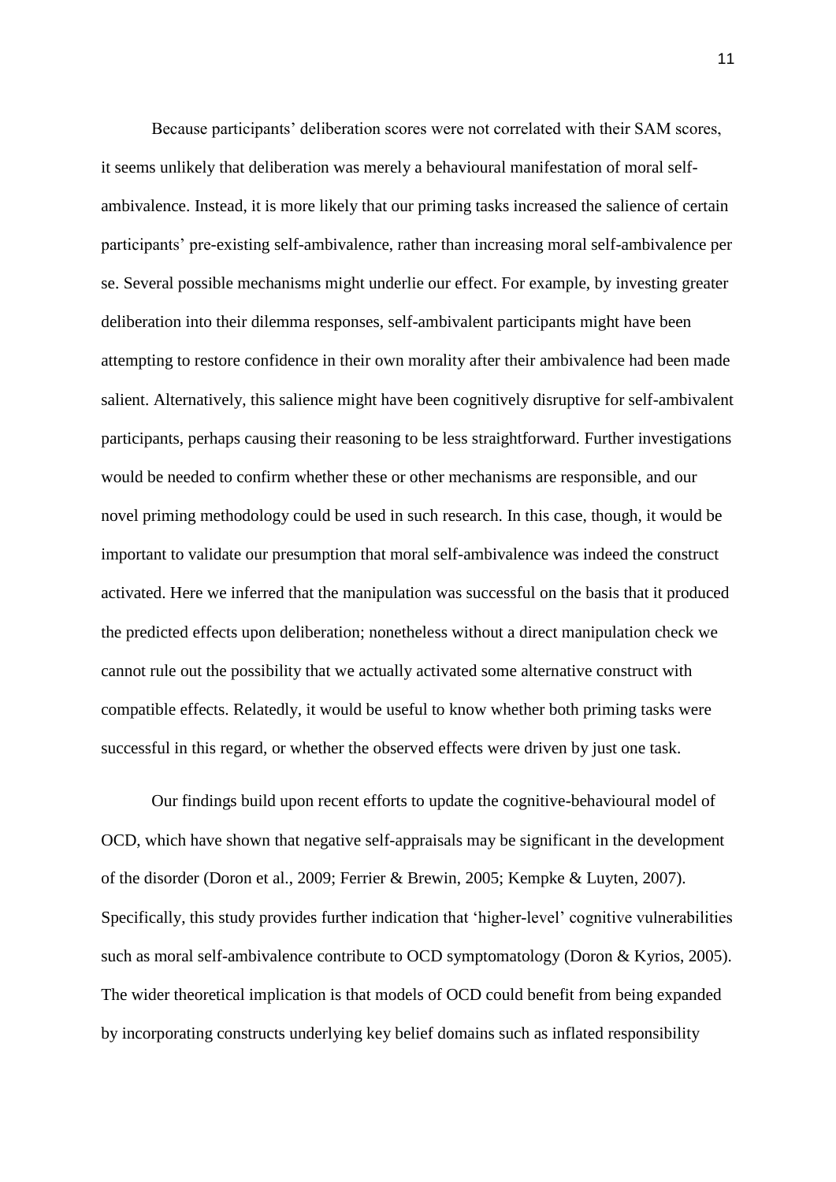Because participants' deliberation scores were not correlated with their SAM scores, it seems unlikely that deliberation was merely a behavioural manifestation of moral self-ambivalence. Instead, it is more likely that our priming tasks increased the salience of certain participants' pre-existing self-ambivalence, rather than increasing moral self-ambivalence per se. Several possible mechanisms might underlie our effect. For example, by investing greater deliberation into their dilemma responses, self-ambivalent participants might have been attempting to restore confidence in their own morality after their ambivalence had been made salient. Alternatively, this salience might have been cognitively disruptive for self-ambivalent participants, perhaps causing their reasoning to be less straightforward. Further investigations would be needed to confirm whether these or other mechanisms are responsible, and our novel priming methodology could be used in such research. In this case, though, it would be important to validate our presumption that moral self-ambivalence was indeed the construct activated. Here we inferred that the manipulation was successful on the basis that it produced the predicted effects upon deliberation; nonetheless without a direct manipulation check we cannot rule out the possibility that we actually activated some alternative construct with compatible effects. Relatedly, it would be useful to know whether both priming tasks were successful in this regard, or whether the observed effects were driven by just one task.

Our findings build upon recent efforts to update the cognitive-behavioural model of OCD, which have shown that negative self-appraisals may be significant in the development of the disorder (Doron et al., 2009; Ferrier & Brewin, 2005; Kempke & Luyten, 2007). Specifically, this study provides further indication that 'higher-level' cognitive vulnerabilities such as moral self-ambivalence contribute to OCD symptomatology (Doron & Kyrios, 2005). The wider theoretical implication is that models of OCD could benefit from being expanded by incorporating constructs underlying key belief domains such as inflated responsibility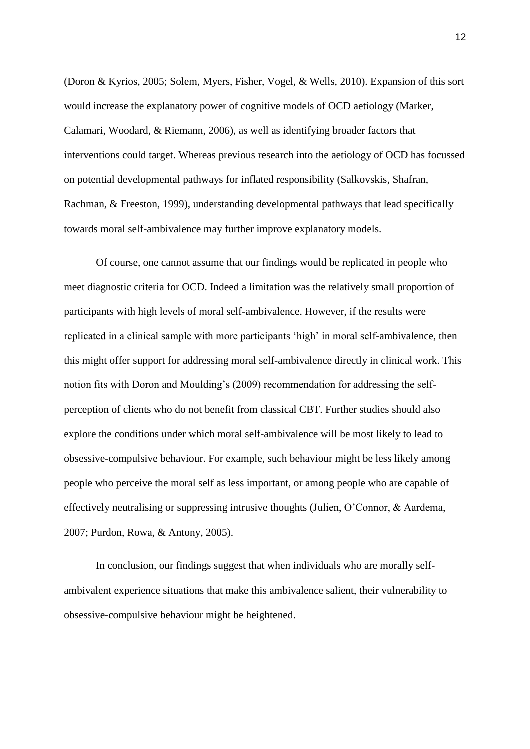(Doron & Kyrios, 2005; Solem, Myers, Fisher, Vogel, & Wells, 2010). Expansion of this sort would increase the explanatory power of cognitive models of OCD aetiology (Marker, Calamari, Woodard, & Riemann, 2006), as well as identifying broader factors that interventions could target. Whereas previous research into the aetiology of OCD has focussed on potential developmental pathways for inflated responsibility (Salkovskis, Shafran, Rachman, & Freeston, 1999), understanding developmental pathways that lead specifically towards moral self-ambivalence may further improve explanatory models.

Of course, one cannot assume that our findings would be replicated in people who meet diagnostic criteria for OCD. Indeed a limitation was the relatively small proportion of participants with high levels of moral self-ambivalence. However, if the results were replicated in a clinical sample with more participants 'high' in moral self-ambivalence, then this might offer support for addressing moral self-ambivalence directly in clinical work. This notion fits with Doron and Moulding's (2009) recommendation for addressing the self-perception of clients who do not benefit from classical CBT. Further studies should also explore the conditions under which moral self-ambivalence will be most likely to lead to obsessive-compulsive behaviour. For example, such behaviour might be less likely among people who perceive the moral self as less important, or among people who are capable of effectively neutralising or suppressing intrusive thoughts (Julien, O'Connor, & Aardema, 2007; Purdon, Rowa, & Antony, 2005).

In conclusion, our findings suggest that when individuals who are morally self-ambivalent experience situations that make this ambivalence salient, their vulnerability to obsessive-compulsive behaviour might be heightened.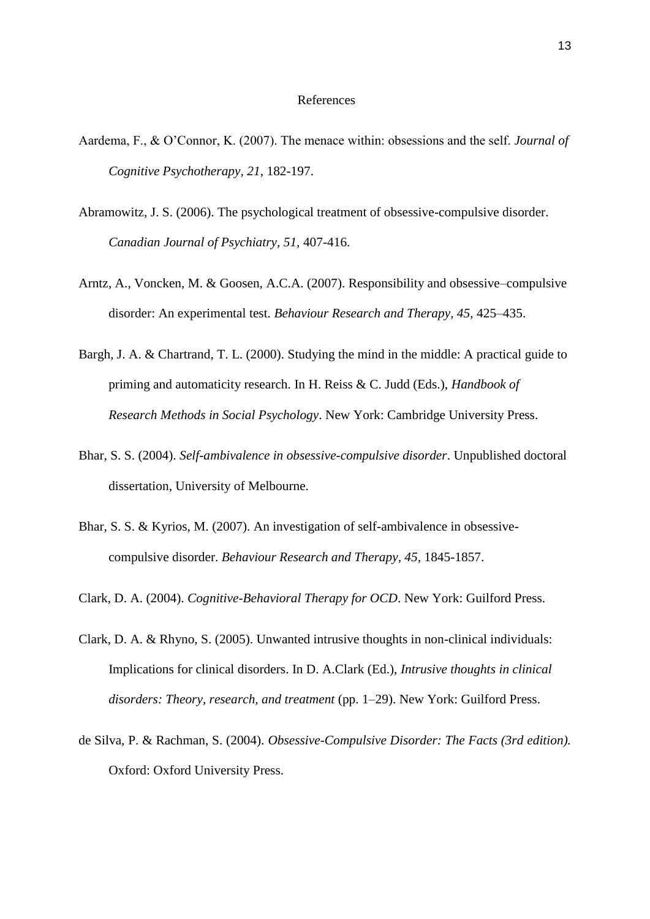# References

Aardema, F., & O'Connor, K. (2007). The menace within: obsessions and the self. *Journal of Cognitive Psychotherapy, 21*, 182-197.

Abramowitz, J. S. (2006). The psychological treatment of obsessive-compulsive disorder. *Canadian Journal of Psychiatry, 51*, 407-416.

Arntz, A., Voncken, M. & Goosen, A.C.A. (2007). Responsibility and obsessive–compulsive disorder: An experimental test. *Behaviour Research and Therapy, 45*, 425–435.

Bargh, J. A. & Chartrand, T. L. (2000). Studying the mind in the middle: A practical guide to priming and automaticity research. In H. Reiss & C. Judd (Eds.), *Handbook of Research Methods in Social Psychology*. New York: Cambridge University Press.

Bhar, S. S. (2004). *Self-ambivalence in obsessive-compulsive disorder*. Unpublished doctoral dissertation, University of Melbourne.

Bhar, S. S. & Kyrios, M. (2007). An investigation of self-ambivalence in obsessive-compulsive disorder. *Behaviour Research and Therapy, 45*, 1845-1857.

Clark, D. A. (2004). *Cognitive-Behavioral Therapy for OCD*. New York: Guilford Press.

Clark, D. A. & Rhyno, S. (2005). Unwanted intrusive thoughts in non-clinical individuals: Implications for clinical disorders. In D. A.Clark (Ed.), *Intrusive thoughts in clinical disorders: Theory, research, and treatment* (pp. 1–29). New York: Guilford Press.

de Silva, P. & Rachman, S. (2004). *Obsessive-Compulsive Disorder: The Facts (3rd edition).* Oxford: Oxford University Press.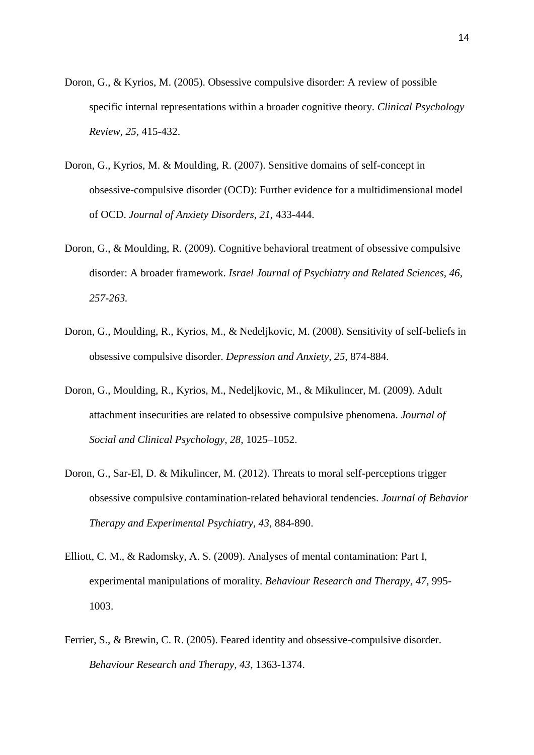Doron, G., & Kyrios, M. (2005). Obsessive compulsive disorder: A review of possible specific internal representations within a broader cognitive theory. *Clinical Psychology Review*, *25*, 415-432.

Doron, G., Kyrios, M. & Moulding, R. (2007). Sensitive domains of self-concept in obsessive-compulsive disorder (OCD): Further evidence for a multidimensional model of OCD. *Journal of Anxiety Disorders*, *21*, 433-444.

Doron, G., & Moulding, R. (2009). Cognitive behavioral treatment of obsessive compulsive disorder: A broader framework. *Israel Journal of Psychiatry and Related Sciences, 46, 257-263.*

Doron, G., Moulding, R., Kyrios, M., & Nedeljkovic, M. (2008). Sensitivity of self-beliefs in obsessive compulsive disorder. *Depression and Anxiety, 25,* 874-884.

Doron, G., Moulding, R., Kyrios, M., Nedeljkovic, M., & Mikulincer, M. (2009). Adult attachment insecurities are related to obsessive compulsive phenomena. *Journal of Social and Clinical Psychology*, *28*, 1025–1052.

Doron, G., Sar-El, D. & Mikulincer, M. (2012). Threats to moral self-perceptions trigger obsessive compulsive contamination-related behavioral tendencies. *Journal of Behavior Therapy and Experimental Psychiatry*, *43*, 884-890.

Elliott, C. M., & Radomsky, A. S. (2009). Analyses of mental contamination: Part I, experimental manipulations of morality. *Behaviour Research and Therapy, 47,* 995-1003.

Ferrier, S., & Brewin, C. R. (2005). Feared identity and obsessive-compulsive disorder. *Behaviour Research and Therapy, 43,* 1363-1374.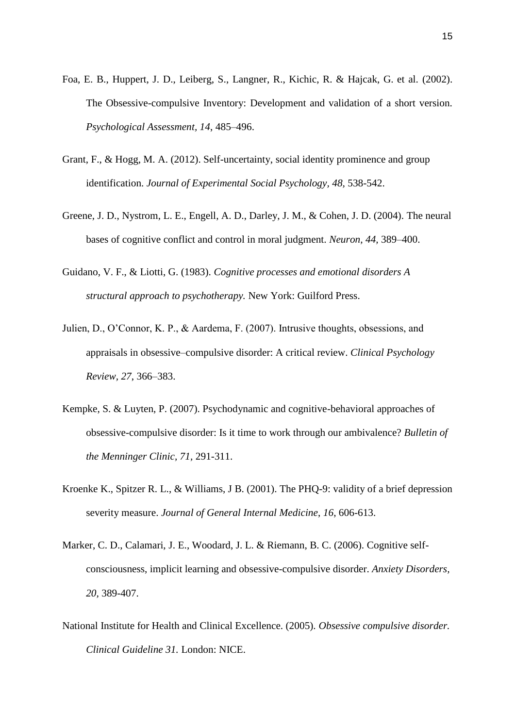Foa, E. B., Huppert, J. D., Leiberg, S., Langner, R., Kichic, R. & Hajcak, G. et al. (2002). The Obsessive-compulsive Inventory: Development and validation of a short version. *Psychological Assessment, 14*, 485–496.

Grant, F., & Hogg, M. A. (2012). Self-uncertainty, social identity prominence and group identification. *Journal of Experimental Social Psychology, 48,* 538-542.

Greene, J. D., Nystrom, L. E., Engell, A. D., Darley, J. M., & Cohen, J. D. (2004). The neural bases of cognitive conflict and control in moral judgment. *Neuron, 44,* 389–400.

Guidano, V. F., & Liotti, G. (1983). *Cognitive processes and emotional disorders A structural approach to psychotherapy.* New York: Guilford Press.

Julien, D., O'Connor, K. P., & Aardema, F. (2007). Intrusive thoughts, obsessions, and appraisals in obsessive–compulsive disorder: A critical review. *Clinical Psychology Review, 27*, 366–383.

Kempke, S. & Luyten, P. (2007). Psychodynamic and cognitive-behavioral approaches of obsessive-compulsive disorder: Is it time to work through our ambivalence? *Bulletin of the Menninger Clinic, 71,* 291-311.

Kroenke K., Spitzer R. L., & Williams, J B. (2001). The PHQ-9: validity of a brief depression severity measure. *Journal of General Internal Medicine, 16*, 606-613.

Marker, C. D., Calamari, J. E., Woodard, J. L. & Riemann, B. C. (2006). Cognitive self-consciousness, implicit learning and obsessive-compulsive disorder. *Anxiety Disorders, 20,* 389-407.

National Institute for Health and Clinical Excellence. (2005). *Obsessive compulsive disorder. Clinical Guideline 31.* London: NICE.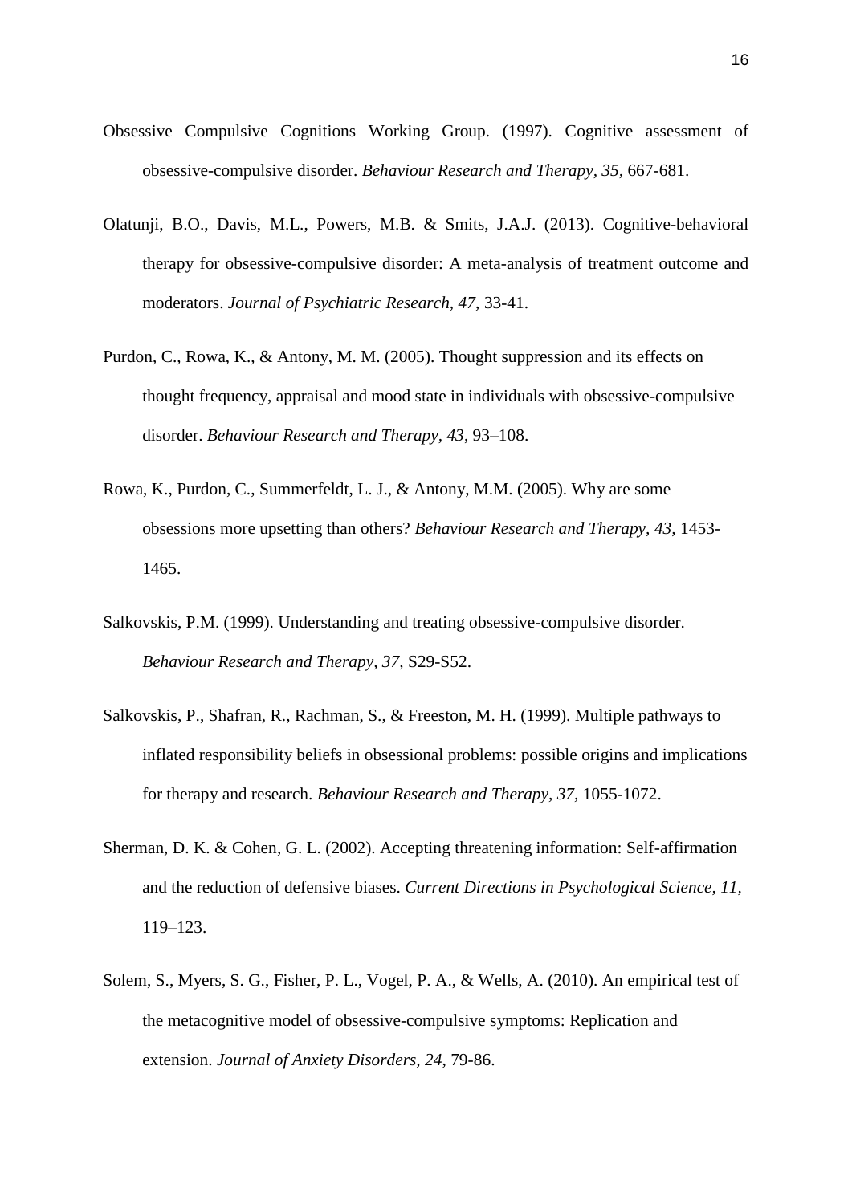Obsessive Compulsive Cognitions Working Group. (1997). Cognitive assessment of obsessive-compulsive disorder. *Behaviour Research and Therapy, 35*, 667-681.

Olatunji, B.O., Davis, M.L., Powers, M.B. & Smits, J.A.J. (2013). Cognitive-behavioral therapy for obsessive-compulsive disorder: A meta-analysis of treatment outcome and moderators. *Journal of Psychiatric Research, 47*, 33-41.

Purdon, C., Rowa, K., & Antony, M. M. (2005). Thought suppression and its effects on thought frequency, appraisal and mood state in individuals with obsessive-compulsive disorder. *Behaviour Research and Therapy, 43*, 93–108.

Rowa, K., Purdon, C., Summerfeldt, L. J., & Antony, M.M. (2005). Why are some obsessions more upsetting than others? *Behaviour Research and Therapy, 43,* 1453-1465.

Salkovskis, P.M. (1999). Understanding and treating obsessive-compulsive disorder. *Behaviour Research and Therapy, 37,* S29-S52.

Salkovskis, P., Shafran, R., Rachman, S., & Freeston, M. H. (1999). Multiple pathways to inflated responsibility beliefs in obsessional problems: possible origins and implications for therapy and research. *Behaviour Research and Therapy, 37*, 1055-1072.

Sherman, D. K. & Cohen, G. L. (2002). Accepting threatening information: Self-affirmation and the reduction of defensive biases. *Current Directions in Psychological Science, 11,* 119–123.

Solem, S., Myers, S. G., Fisher, P. L., Vogel, P. A., & Wells, A. (2010). An empirical test of the metacognitive model of obsessive-compulsive symptoms: Replication and extension. *Journal of Anxiety Disorders, 24*, 79-86.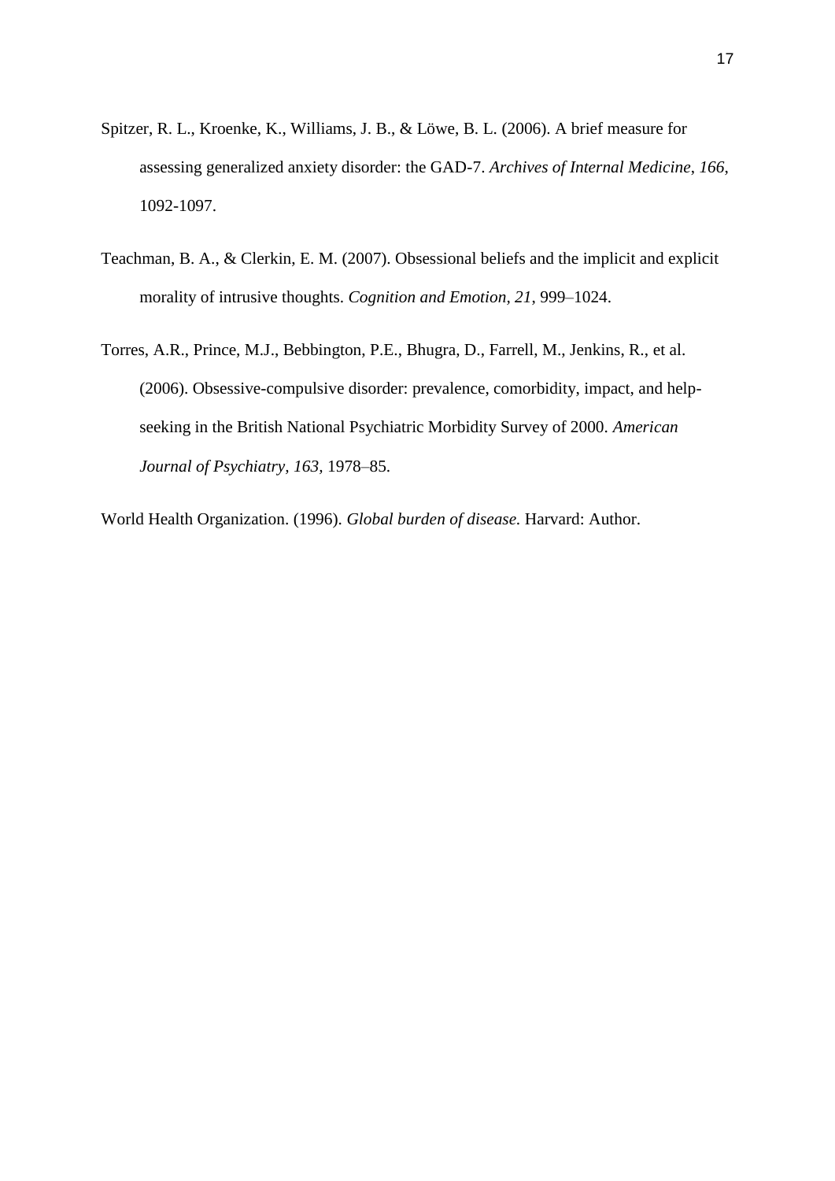Spitzer, R. L., Kroenke, K., Williams, J. B., & Löwe, B. L. (2006). A brief measure for assessing generalized anxiety disorder: the GAD-7. *Archives of Internal Medicine*, *166*, 1092-1097.

Teachman, B. A., & Clerkin, E. M. (2007). Obsessional beliefs and the implicit and explicit morality of intrusive thoughts. *Cognition and Emotion*, *21*, 999–1024.

Torres, A.R., Prince, M.J., Bebbington, P.E., Bhugra, D., Farrell, M., Jenkins, R., et al. (2006). Obsessive-compulsive disorder: prevalence, comorbidity, impact, and help-seeking in the British National Psychiatric Morbidity Survey of 2000. *American Journal of Psychiatry, 163*, 1978–85.

World Health Organization. (1996). *Global burden of disease.* Harvard: Author.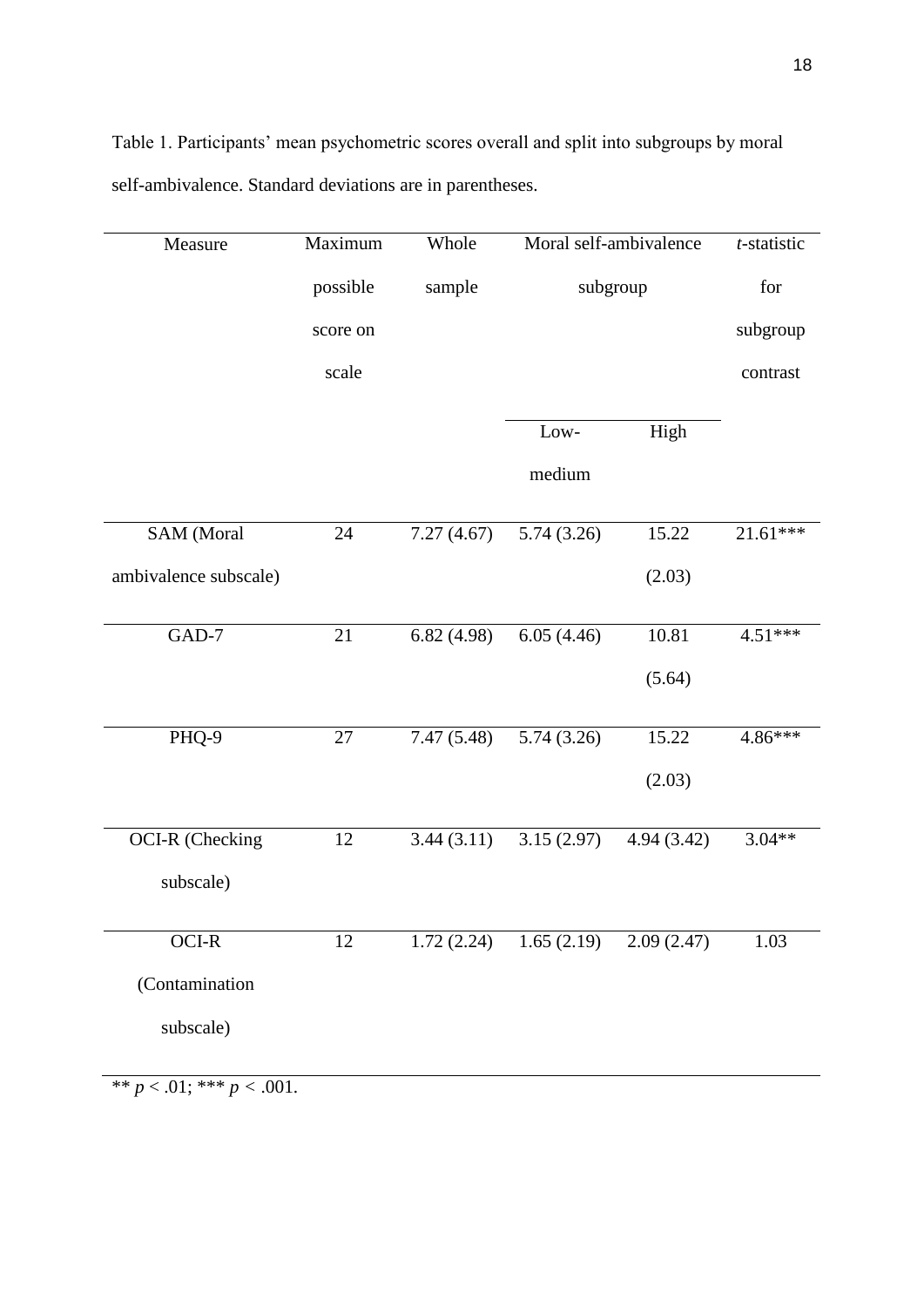Table 1. Participants' mean psychometric scores overall and split into subgroups by moral self-ambivalence. Standard deviations are in parentheses.

| Measure | Maximum possible score on scale | Whole sample | Moral self-ambivalence subgroup | | *t*-statistic for subgroup contrast |
|---|---|---|---|---|---|
| | | | Low-medium | High | |
| SAM (Moral ambivalence subscale) | 24 | 7.27 (4.67) | 5.74 (3.26) | 15.22 (2.03) | 21.61*** |
| GAD-7 | 21 | 6.82 (4.98) | 6.05 (4.46) | 10.81 (5.64) | 4.51*** |
| PHQ-9 | 27 | 7.47 (5.48) | 5.74 (3.26) | 15.22 (2.03) | 4.86*** |
| OCI-R (Checking subscale) | 12 | 3.44 (3.11) | 3.15 (2.97) | 4.94 (3.42) | 3.04** |
| OCI-R (Contamination subscale) | 12 | 1.72 (2.24) | 1.65 (2.19) | 2.09 (2.47) | 1.03 |

** $p < .01$; *** $p < .001$.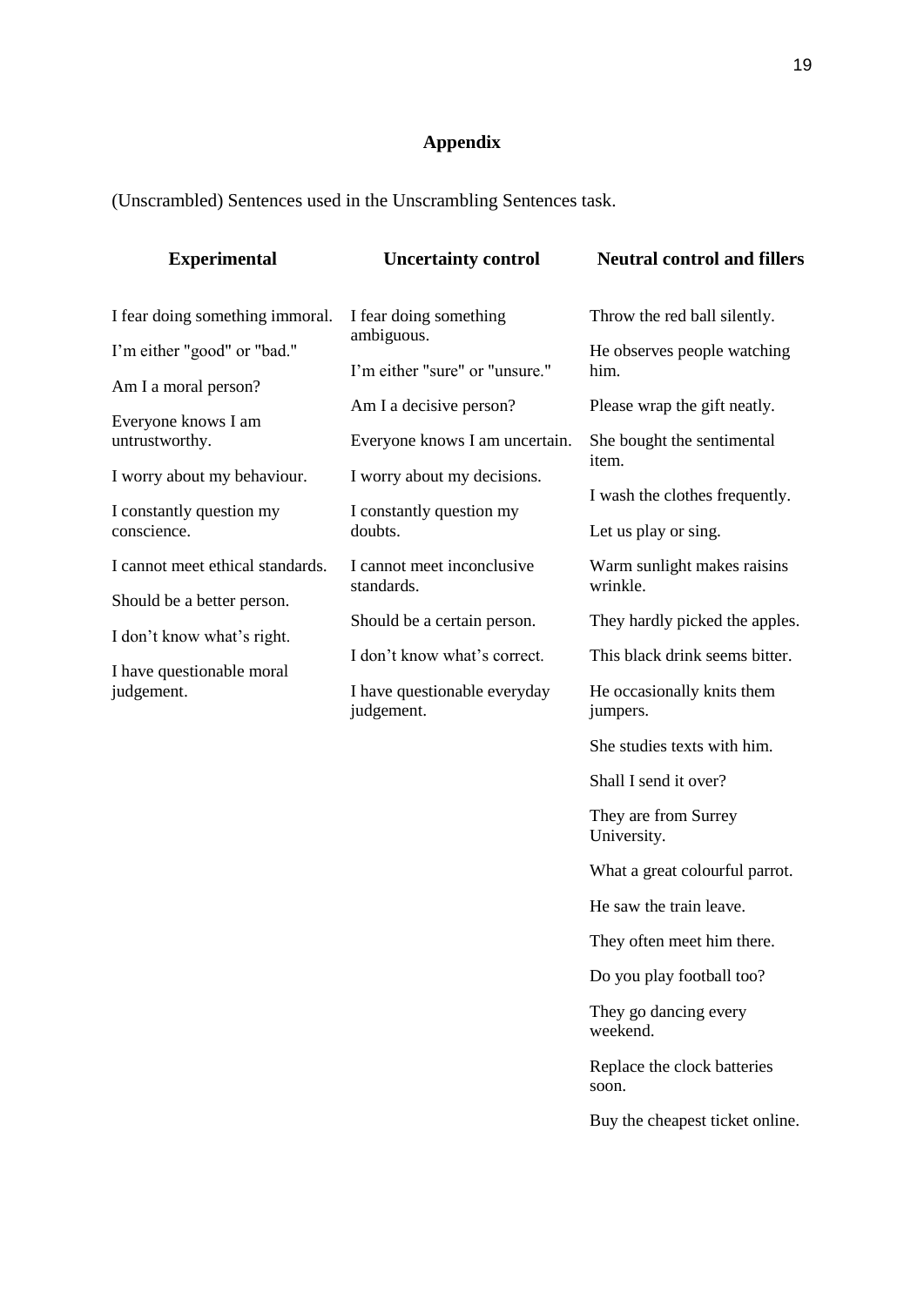## Appendix

(Unscrambled) Sentences used in the Unscrambling Sentences task.

| Experimental | Uncertainty control | Neutral control and fillers |
|---|---|---|
| I fear doing something immoral. | I fear doing something ambiguous. | Throw the red ball silently. |
| I'm either "good" or "bad." | I'm either "sure" or "unsure." | He observes people watching him. |
| Am I a moral person? | Am I a decisive person? | Please wrap the gift neatly. |
| Everyone knows I am untrustworthy. | Everyone knows I am uncertain. | She bought the sentimental item. |
| I worry about my behaviour. | I worry about my decisions. | I wash the clothes frequently. |
| I constantly question my conscience. | I constantly question my doubts. | Let us play or sing. |
| I cannot meet ethical standards. | I cannot meet inconclusive standards. | Warm sunlight makes raisins wrinkle. |
| Should be a better person. | Should be a certain person. | They hardly picked the apples. |
| I don't know what's right. | I don't know what's correct. | This black drink seems bitter. |
| I have questionable moral judgement. | I have questionable everyday judgement. | He occasionally knits them jumpers. |
| | | She studies texts with him. |
| | | Shall I send it over? |
| | | They are from Surrey University. |
| | | What a great colourful parrot. |
| | | He saw the train leave. |
| | | They often meet him there. |
| | | Do you play football too? |
| | | They go dancing every weekend. |
| | | Replace the clock batteries soon. |
| | | Buy the cheapest ticket online. |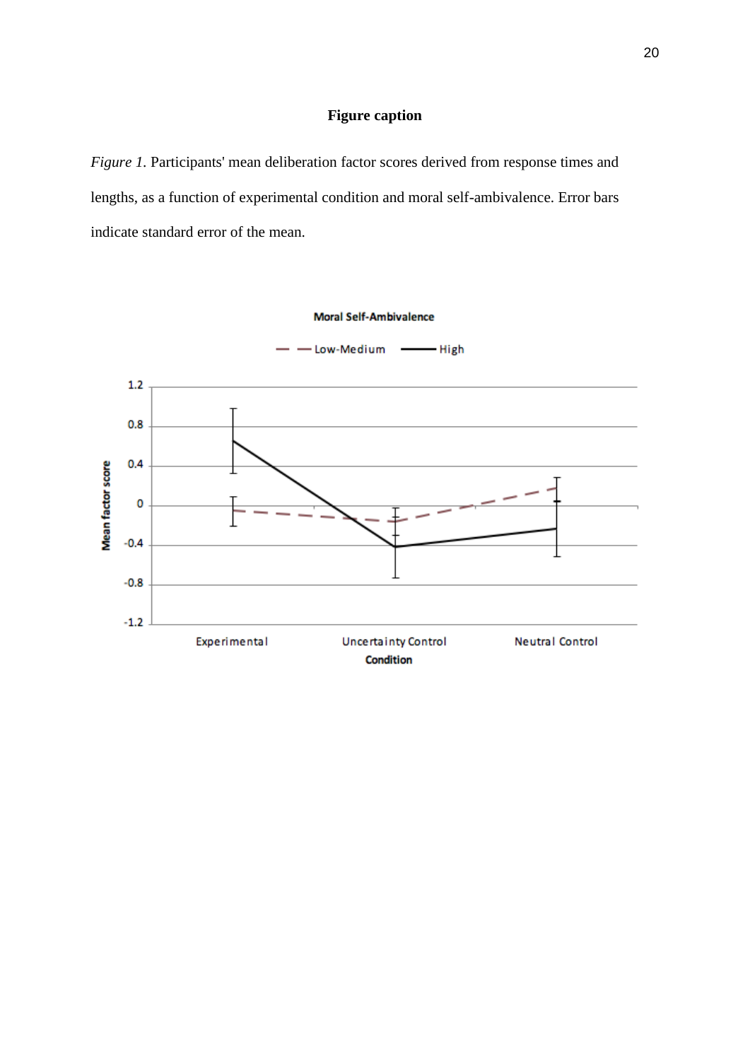**Figure caption**

*Figure 1.* Participants' mean deliberation factor scores derived from response times and lengths, as a function of experimental condition and moral self-ambivalence. Error bars indicate standard error of the mean.

Moral Self-Ambivalence

Low-Medium
High

Mean factor score

1.2
0.8
0.4
0
-0.4
-0.8
-1.2

Experimental
Uncertainty Control
Neutral Control

Condition